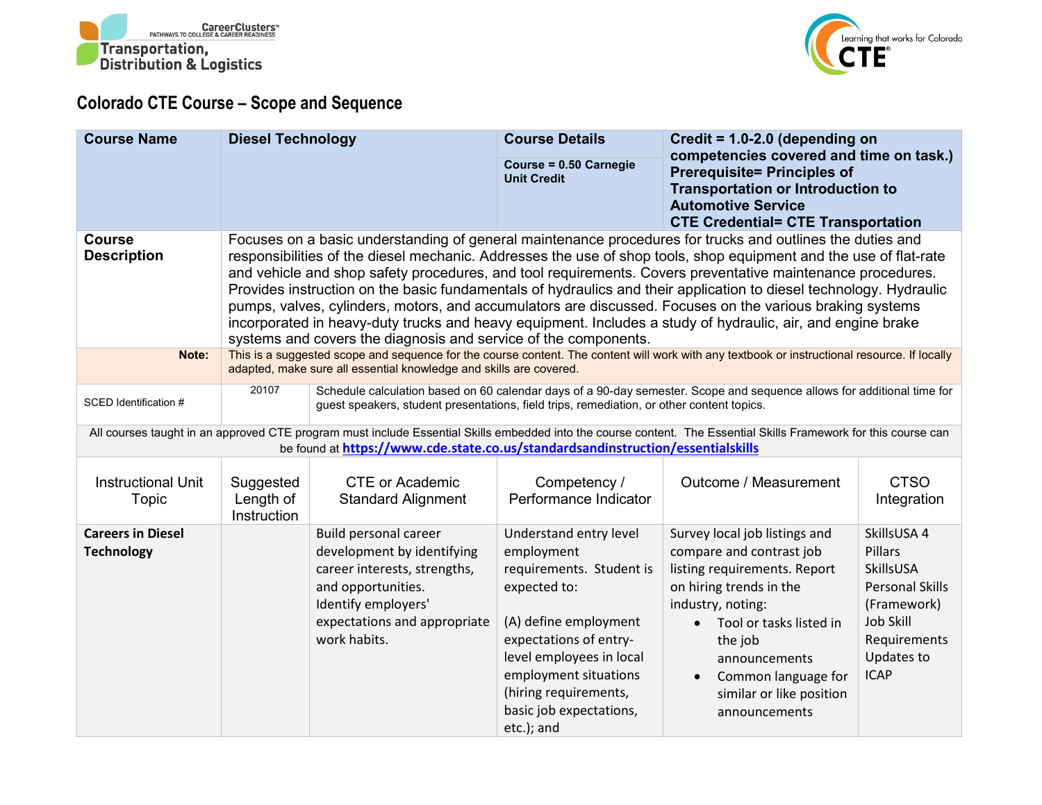Transportation, Distribution & Logistics

# Colorado CTE Course – Scope and Sequence

| **Course Name** | **Diesel Technology** | **Course Details** | **Credit = 1.0-2.0 (depending on competencies covered and time on task.) Prerequisite= Principles of Transportation or Introduction to Automotive Service CTE Credential= CTE Transportation** |
|---|---|---|---|
| | | **Course = 0.50 Carnegie Unit Credit** | |
| **Course Description** | Focuses on a basic understanding of general maintenance procedures for trucks and outlines the duties and responsibilities of the diesel mechanic. Addresses the use of shop tools, shop equipment and the use of flat-rate and vehicle and shop safety procedures, and tool requirements. Covers preventative maintenance procedures. Provides instruction on the basic fundamentals of hydraulics and their application to diesel technology. Hydraulic pumps, valves, cylinders, motors, and accumulators are discussed. Focuses on the various braking systems incorporated in heavy-duty trucks and heavy equipment. Includes a study of hydraulic, air, and engine brake systems and covers the diagnosis and service of the components. | | |
| **Note:** | This is a suggested scope and sequence for the course content. The content will work with any textbook or instructional resource. If locally adapted, make sure all essential knowledge and skills are covered. | | |
| SCED Identification # | 20107 | Schedule calculation based on 60 calendar days of a 90-day semester. Scope and sequence allows for additional time for guest speakers, student presentations, field trips, remediation, or other content topics. | |

All courses taught in an approved CTE program must include Essential Skills embedded into the course content. The Essential Skills Framework for this course can be found at **https://www.cde.state.co.us/standardsandinstruction/essentialskills**

| Instructional Unit Topic | Suggested Length of Instruction | CTE or Academic Standard Alignment | Competency / Performance Indicator | Outcome / Measurement | CTSO Integration |
|---|---|---|---|---|---|
| **Careers in Diesel Technology** | | Build personal career development by identifying career interests, strengths, and opportunities. Identify employers' expectations and appropriate work habits. | Understand entry level employment requirements. Student is expected to:<br><br>(A) define employment expectations of entry-level employees in local employment situations (hiring requirements, basic job expectations, etc.); and | Survey local job listings and compare and contrast job listing requirements. Report on hiring trends in the industry, noting:<br>• Tool or tasks listed in the job announcements<br>• Common language for similar or like position announcements | SkillsUSA 4 Pillars<br>SkillsUSA Personal Skills (Framework)<br>Job Skill Requirements<br>Updates to ICAP |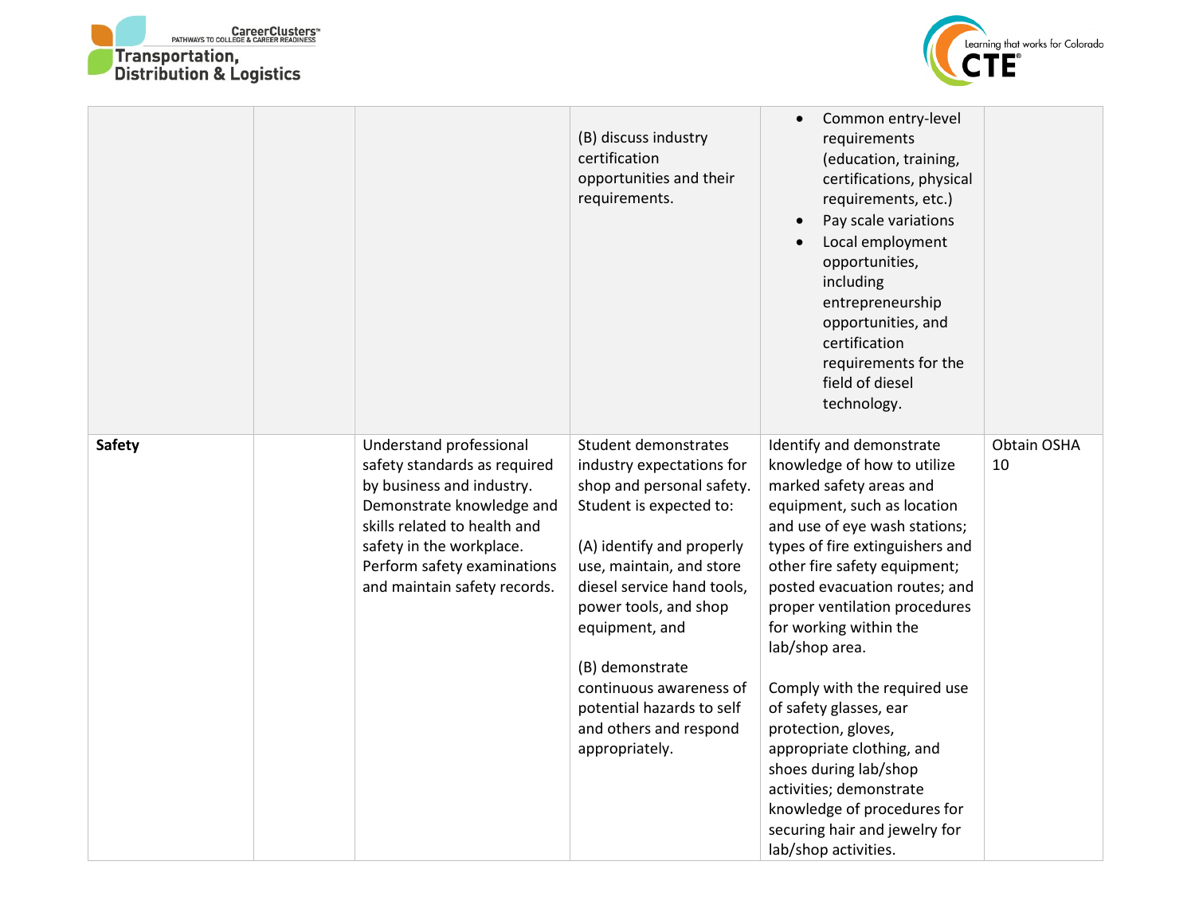| | | | | | |
|---|---|---|---|---|---|
| | | | (B) discuss industry certification opportunities and their requirements. | • Common entry-level requirements (education, training, certifications, physical requirements, etc.)<br>• Pay scale variations<br>• Local employment opportunities, including entrepreneurship opportunities, and certification requirements for the field of diesel technology. | |
| **Safety** | | Understand professional safety standards as required by business and industry. Demonstrate knowledge and skills related to health and safety in the workplace. Perform safety examinations and maintain safety records. | Student demonstrates industry expectations for shop and personal safety. Student is expected to:<br><br>(A) identify and properly use, maintain, and store diesel service hand tools, power tools, and shop equipment, and<br><br>(B) demonstrate continuous awareness of potential hazards to self and others and respond appropriately. | Identify and demonstrate knowledge of how to utilize marked safety areas and equipment, such as location and use of eye wash stations; types of fire extinguishers and other fire safety equipment; posted evacuation routes; and proper ventilation procedures for working within the lab/shop area.<br><br>Comply with the required use of safety glasses, ear protection, gloves, appropriate clothing, and shoes during lab/shop activities; demonstrate knowledge of procedures for securing hair and jewelry for lab/shop activities. | Obtain OSHA 10 |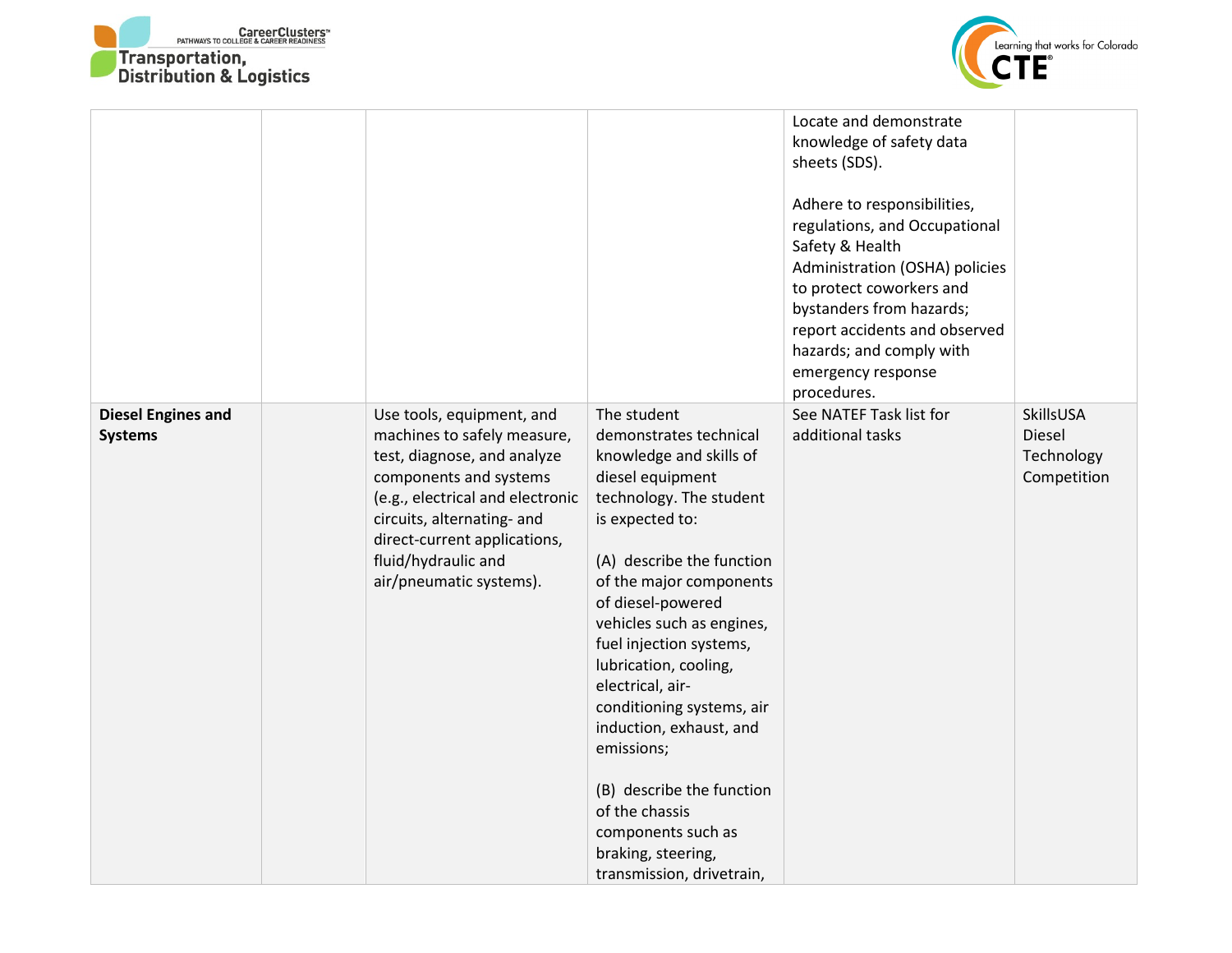| | | | | | |
|---|---|---|---|---|---|
| | | | | Locate and demonstrate knowledge of safety data sheets (SDS).<br><br>Adhere to responsibilities, regulations, and Occupational Safety & Health Administration (OSHA) policies to protect coworkers and bystanders from hazards; report accidents and observed hazards; and comply with emergency response procedures. | |
| **Diesel Engines and Systems** | | Use tools, equipment, and machines to safely measure, test, diagnose, and analyze components and systems (e.g., electrical and electronic circuits, alternating- and direct-current applications, fluid/hydraulic and air/pneumatic systems). | The student demonstrates technical knowledge and skills of diesel equipment technology. The student is expected to:<br><br>(A) describe the function of the major components of diesel-powered vehicles such as engines, fuel injection systems, lubrication, cooling, electrical, air-conditioning systems, air induction, exhaust, and emissions;<br><br>(B) describe the function of the chassis components such as braking, steering, transmission, drivetrain, | See NATEF Task list for additional tasks | SkillsUSA Diesel Technology Competition |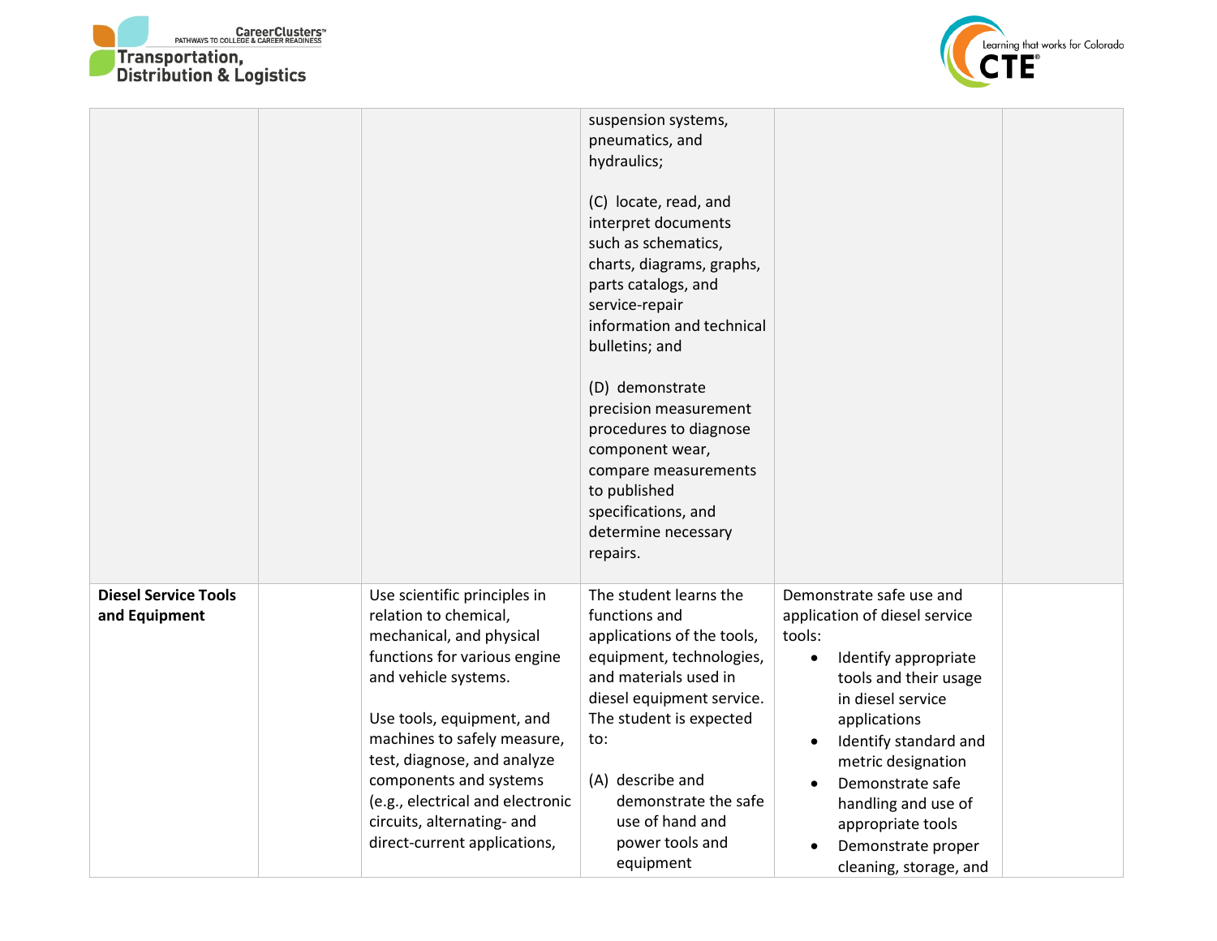| | | | | | |
|---|---|---|---|---|---|
| | | | suspension systems, pneumatics, and hydraulics;<br><br>(C) locate, read, and interpret documents such as schematics, charts, diagrams, graphs, parts catalogs, and service-repair information and technical bulletins; and<br><br>(D) demonstrate precision measurement procedures to diagnose component wear, compare measurements to published specifications, and determine necessary repairs. | | |
| **Diesel Service Tools and Equipment** | | Use scientific principles in relation to chemical, mechanical, and physical functions for various engine and vehicle systems.<br><br>Use tools, equipment, and machines to safely measure, test, diagnose, and analyze components and systems (e.g., electrical and electronic circuits, alternating- and direct-current applications, | The student learns the functions and applications of the tools, equipment, technologies, and materials used in diesel equipment service. The student is expected to:<br><br>(A) describe and demonstrate the safe use of hand and power tools and equipment | Demonstrate safe use and application of diesel service tools:<br>• Identify appropriate tools and their usage in diesel service applications<br>• Identify standard and metric designation<br>• Demonstrate safe handling and use of appropriate tools<br>• Demonstrate proper cleaning, storage, and | |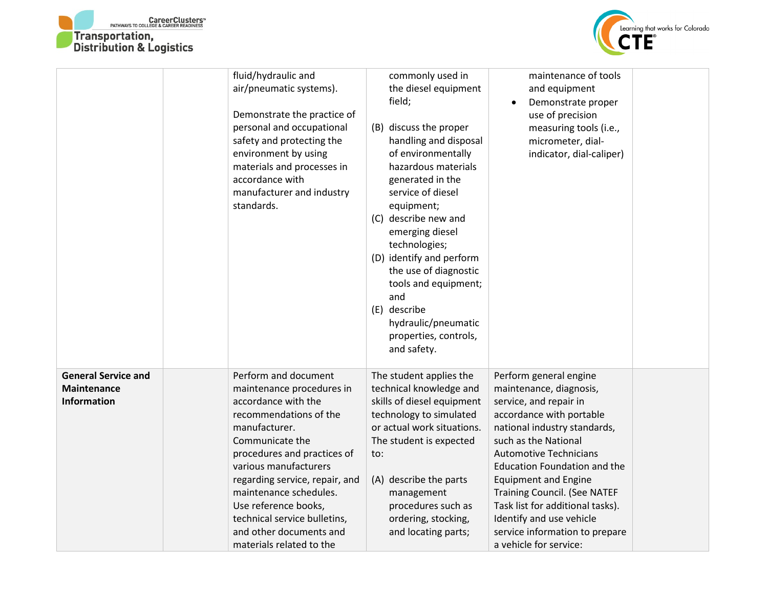| | | | | | |
|---|---|---|---|---|---|
| | | fluid/hydraulic and air/pneumatic systems).<br><br>Demonstrate the practice of personal and occupational safety and protecting the environment by using materials and processes in accordance with manufacturer and industry standards. | commonly used in the diesel equipment field;<br><br>(B) discuss the proper handling and disposal of environmentally hazardous materials generated in the service of diesel equipment;<br>(C) describe new and emerging diesel technologies;<br>(D) identify and perform the use of diagnostic tools and equipment; and<br>(E) describe hydraulic/pneumatic properties, controls, and safety. | maintenance of tools and equipment<br>• Demonstrate proper use of precision measuring tools (i.e., micrometer, dial-indicator, dial-caliper) | |
| **General Service and Maintenance Information** | | Perform and document maintenance procedures in accordance with the recommendations of the manufacturer.<br>Communicate the procedures and practices of various manufacturers regarding service, repair, and maintenance schedules.<br>Use reference books, technical service bulletins, and other documents and materials related to the | The student applies the technical knowledge and skills of diesel equipment technology to simulated or actual work situations. The student is expected to:<br><br>(A) describe the parts management procedures such as ordering, stocking, and locating parts; | Perform general engine maintenance, diagnosis, service, and repair in accordance with portable national industry standards, such as the National Automotive Technicians Education Foundation and the Equipment and Engine Training Council. (See NATEF Task list for additional tasks).<br>Identify and use vehicle service information to prepare a vehicle for service: | |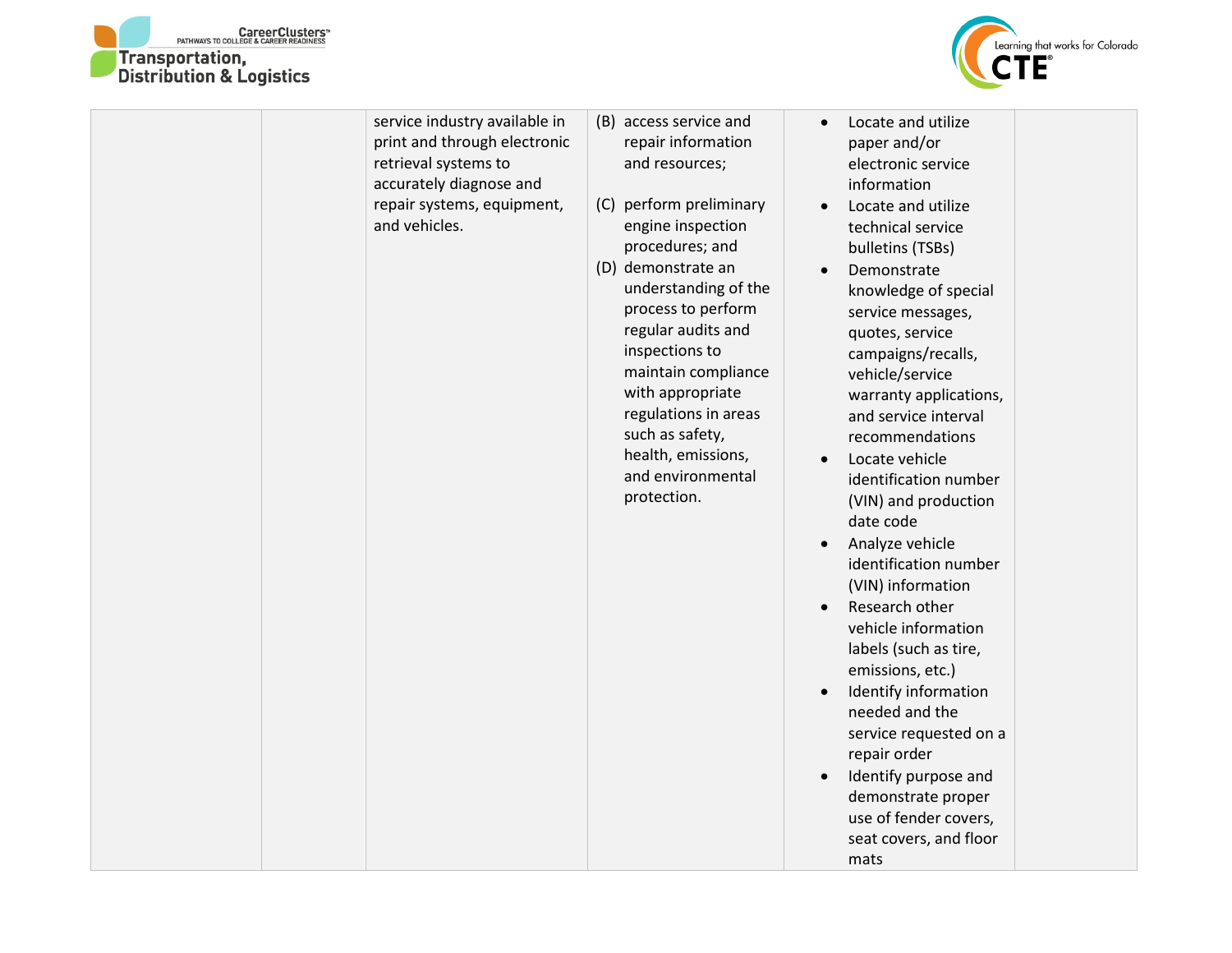|  |  |  |  |  |  |
|---|---|---|---|---|---|
|  |  | service industry available in print and through electronic retrieval systems to accurately diagnose and repair systems, equipment, and vehicles. | (B) access service and repair information and resources;<br><br>(C) perform preliminary engine inspection procedures; and<br>(D) demonstrate an understanding of the process to perform regular audits and inspections to maintain compliance with appropriate regulations in areas such as safety, health, emissions, and environmental protection. | • Locate and utilize paper and/or electronic service information<br>• Locate and utilize technical service bulletins (TSBs)<br>• Demonstrate knowledge of special service messages, quotes, service campaigns/recalls, vehicle/service warranty applications, and service interval recommendations<br>• Locate vehicle identification number (VIN) and production date code<br>• Analyze vehicle identification number (VIN) information<br>• Research other vehicle information labels (such as tire, emissions, etc.)<br>• Identify information needed and the service requested on a repair order<br>• Identify purpose and demonstrate proper use of fender covers, seat covers, and floor mats |  |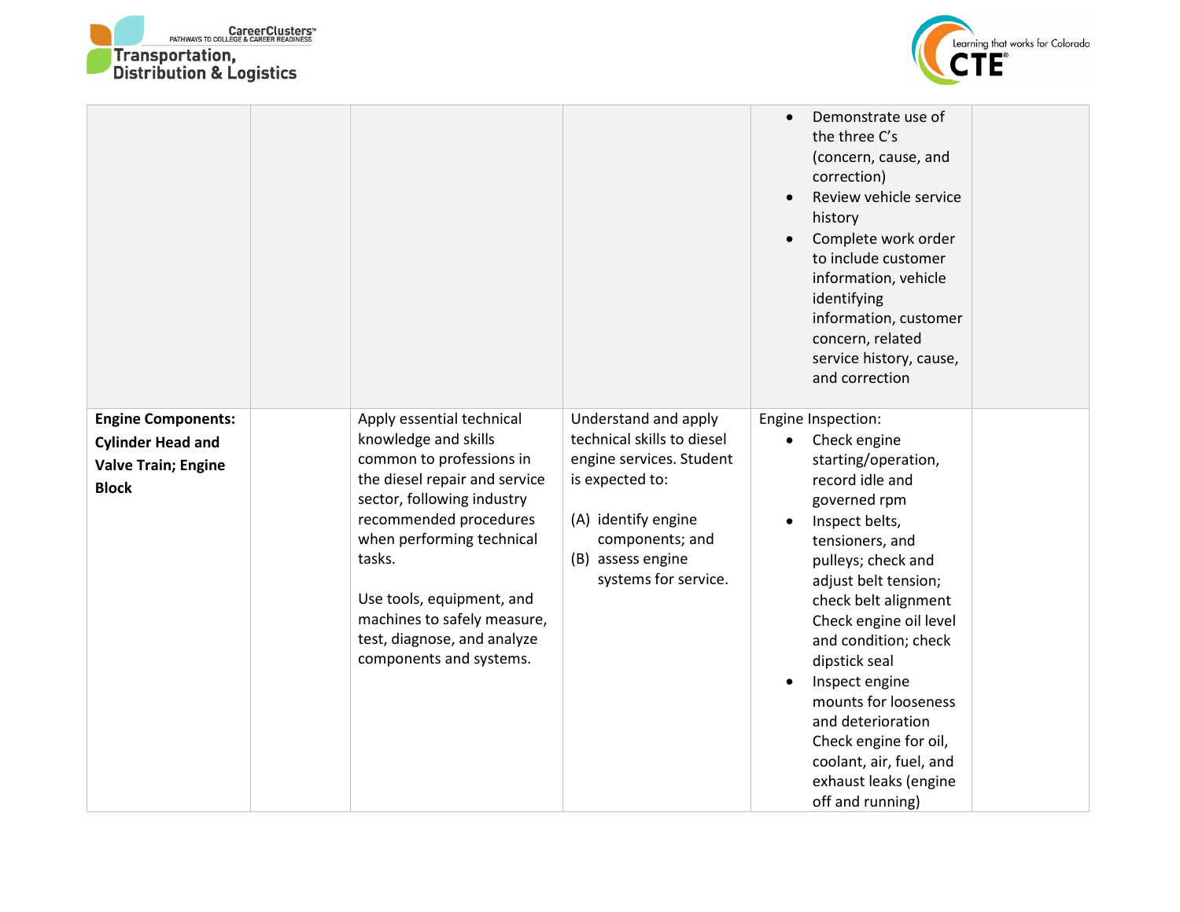| | | | | | |
|---|---|---|---|---|---|
| | | | | • Demonstrate use of the three C's (concern, cause, and correction)<br>• Review vehicle service history<br>• Complete work order to include customer information, vehicle identifying information, customer concern, related service history, cause, and correction | |
| **Engine Components: Cylinder Head and Valve Train; Engine Block** | | Apply essential technical knowledge and skills common to professions in the diesel repair and service sector, following industry recommended procedures when performing technical tasks.<br><br>Use tools, equipment, and machines to safely measure, test, diagnose, and analyze components and systems. | Understand and apply technical skills to diesel engine services. Student is expected to:<br><br>(A) identify engine components; and<br>(B) assess engine systems for service. | Engine Inspection:<br>• Check engine starting/operation, record idle and governed rpm<br>• Inspect belts, tensioners, and pulleys; check and adjust belt tension; check belt alignment Check engine oil level and condition; check dipstick seal<br>• Inspect engine mounts for looseness and deterioration Check engine for oil, coolant, air, fuel, and exhaust leaks (engine off and running) | |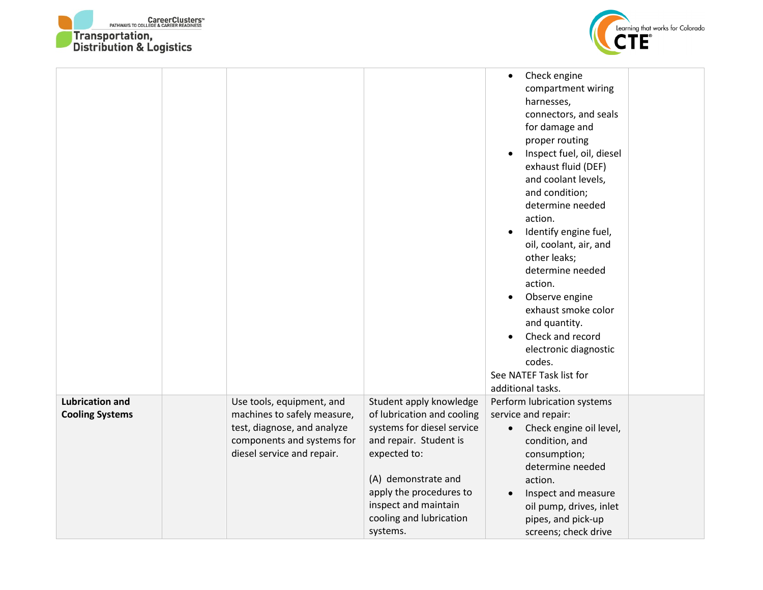| | | | | | |
|---|---|---|---|---|---|
| | | | | • Check engine compartment wiring harnesses, connectors, and seals for damage and proper routing<br>• Inspect fuel, oil, diesel exhaust fluid (DEF) and coolant levels, and condition; determine needed action.<br>• Identify engine fuel, oil, coolant, air, and other leaks; determine needed action.<br>• Observe engine exhaust smoke color and quantity.<br>• Check and record electronic diagnostic codes.<br>See NATEF Task list for additional tasks. | |
| **Lubrication and Cooling Systems** | | Use tools, equipment, and machines to safely measure, test, diagnose, and analyze components and systems for diesel service and repair. | Student apply knowledge of lubrication and cooling systems for diesel service and repair. Student is expected to:<br><br>(A) demonstrate and apply the procedures to inspect and maintain cooling and lubrication systems. | Perform lubrication systems service and repair:<br>• Check engine oil level, condition, and consumption; determine needed action.<br>• Inspect and measure oil pump, drives, inlet pipes, and pick-up screens; check drive | |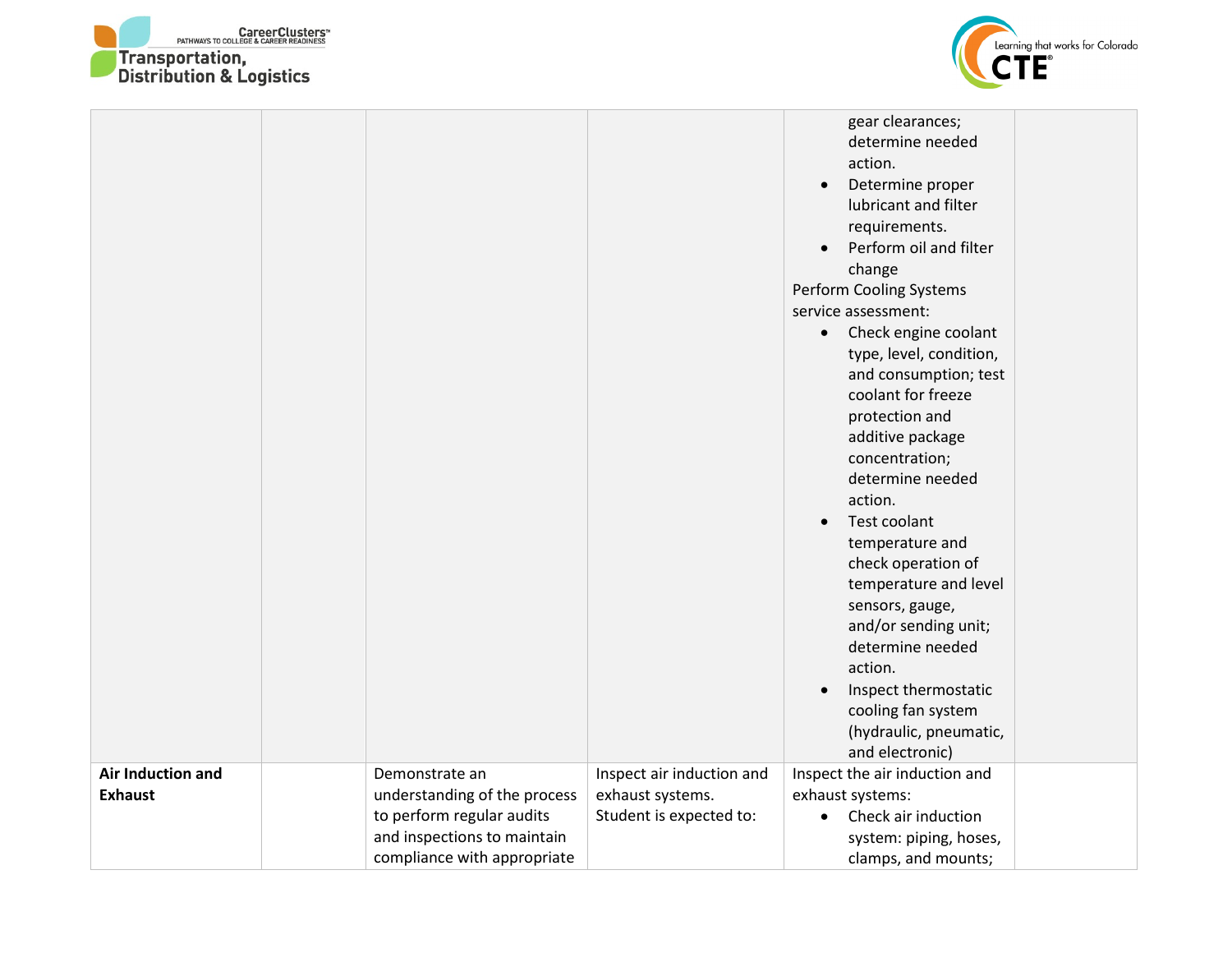| | | | | | |
|---|---|---|---|---|---|
| | | | | gear clearances; determine needed action.<br>• Determine proper lubricant and filter requirements.<br>• Perform oil and filter change<br>Perform Cooling Systems service assessment:<br>• Check engine coolant type, level, condition, and consumption; test coolant for freeze protection and additive package concentration; determine needed action.<br>• Test coolant temperature and check operation of temperature and level sensors, gauge, and/or sending unit; determine needed action.<br>• Inspect thermostatic cooling fan system (hydraulic, pneumatic, and electronic) | |
| **Air Induction and Exhaust** | | Demonstrate an understanding of the process to perform regular audits and inspections to maintain compliance with appropriate | Inspect air induction and exhaust systems. Student is expected to: | Inspect the air induction and exhaust systems:<br>• Check air induction system: piping, hoses, clamps, and mounts; | |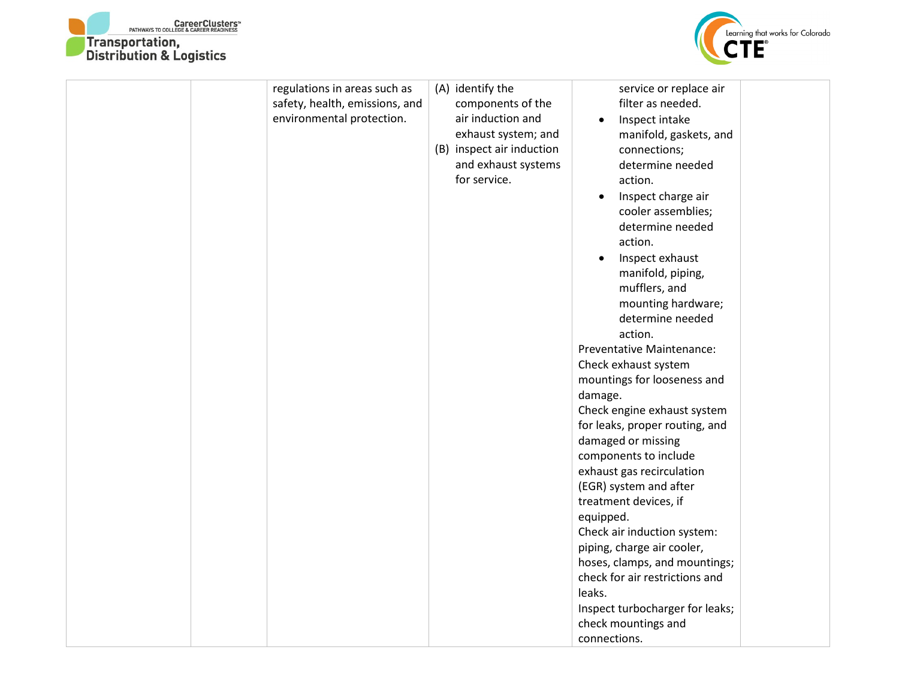|  |  |  |  |  |  |
|---|---|---|---|---|---|
|  |  | regulations in areas such as safety, health, emissions, and environmental protection. | (A) identify the components of the air induction and exhaust system; and<br>(B) inspect air induction and exhaust systems for service. | service or replace air filter as needed.<br>• Inspect intake manifold, gaskets, and connections; determine needed action.<br>• Inspect charge air cooler assemblies; determine needed action.<br>• Inspect exhaust manifold, piping, mufflers, and mounting hardware; determine needed action.<br>Preventative Maintenance: Check exhaust system mountings for looseness and damage.<br>Check engine exhaust system for leaks, proper routing, and damaged or missing components to include exhaust gas recirculation (EGR) system and after treatment devices, if equipped.<br>Check air induction system: piping, charge air cooler, hoses, clamps, and mountings; check for air restrictions and leaks.<br>Inspect turbocharger for leaks; check mountings and connections. |  |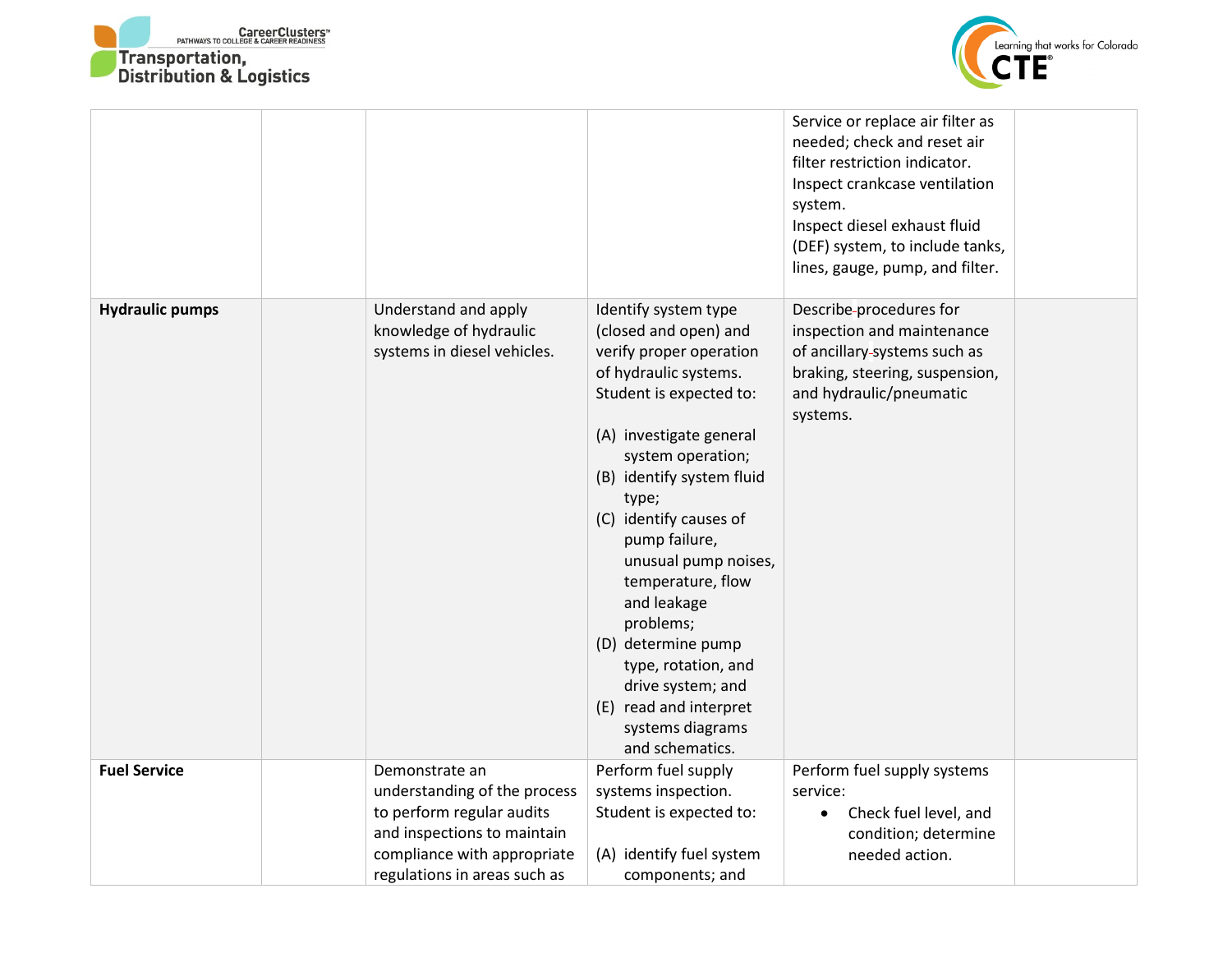| | | | | | |
|---|---|---|---|---|---|
| | | | | Service or replace air filter as needed; check and reset air filter restriction indicator.<br>Inspect crankcase ventilation system.<br>Inspect diesel exhaust fluid (DEF) system, to include tanks, lines, gauge, pump, and filter. | |
| **Hydraulic pumps** | | Understand and apply knowledge of hydraulic systems in diesel vehicles. | Identify system type (closed and open) and verify proper operation of hydraulic systems. Student is expected to:<br><br>(A) investigate general system operation;<br>(B) identify system fluid type;<br>(C) identify causes of pump failure, unusual pump noises, temperature, flow and leakage problems;<br>(D) determine pump type, rotation, and drive system; and<br>(E) read and interpret systems diagrams and schematics. | Describe procedures for inspection and maintenance of ancillary systems such as braking, steering, suspension, and hydraulic/pneumatic systems. | |
| **Fuel Service** | | Demonstrate an understanding of the process to perform regular audits and inspections to maintain compliance with appropriate regulations in areas such as | Perform fuel supply systems inspection. Student is expected to:<br><br>(A) identify fuel system components; and | Perform fuel supply systems service:<br>• Check fuel level, and condition; determine needed action. | |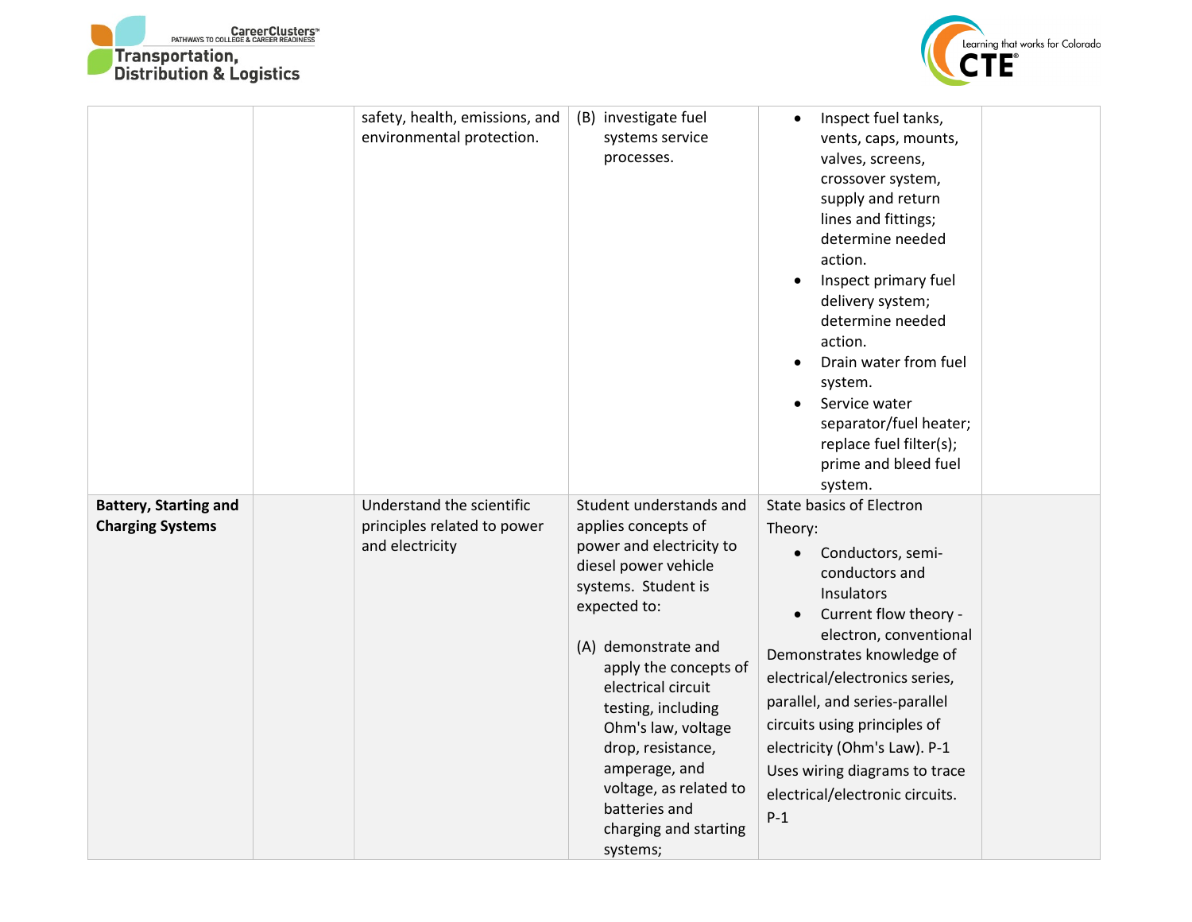| | | | | | |
|---|---|---|---|---|---|
| | | safety, health, emissions, and environmental protection. | (B) investigate fuel systems service processes. | • Inspect fuel tanks, vents, caps, mounts, valves, screens, crossover system, supply and return lines and fittings; determine needed action.<br>• Inspect primary fuel delivery system; determine needed action.<br>• Drain water from fuel system.<br>• Service water separator/fuel heater; replace fuel filter(s); prime and bleed fuel system. | |
| **Battery, Starting and Charging Systems** | | Understand the scientific principles related to power and electricity | Student understands and applies concepts of power and electricity to diesel power vehicle systems. Student is expected to:<br><br>(A) demonstrate and apply the concepts of electrical circuit testing, including Ohm's law, voltage drop, resistance, amperage, and voltage, as related to batteries and charging and starting systems; | State basics of Electron Theory:<br>• Conductors, semi-conductors and Insulators<br>• Current flow theory - electron, conventional<br>Demonstrates knowledge of electrical/electronics series, parallel, and series-parallel circuits using principles of electricity (Ohm's Law). P-1<br>Uses wiring diagrams to trace electrical/electronic circuits. P-1 | |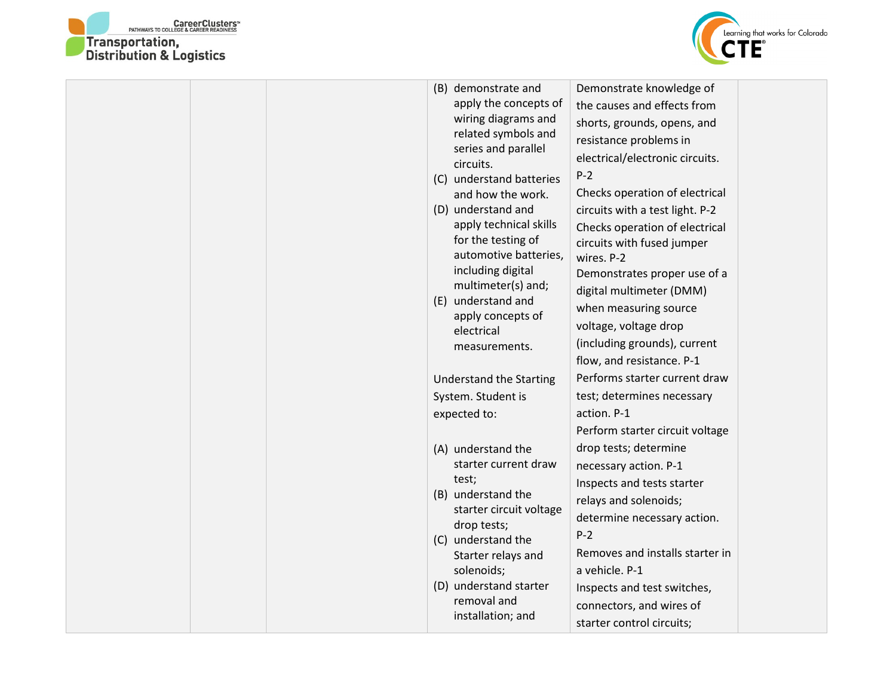| | | | | | |
|---|---|---|---|---|---|
| | | | (B) demonstrate and apply the concepts of wiring diagrams and related symbols and series and parallel circuits.<br>(C) understand batteries and how the work.<br>(D) understand and apply technical skills for the testing of automotive batteries, including digital multimeter(s) and;<br>(E) understand and apply concepts of electrical measurements.<br><br>Understand the Starting System. Student is expected to:<br><br>(A) understand the starter current draw test;<br>(B) understand the starter circuit voltage drop tests;<br>(C) understand the Starter relays and solenoids;<br>(D) understand starter removal and installation; and | Demonstrate knowledge of the causes and effects from shorts, grounds, opens, and resistance problems in electrical/electronic circuits. P-2<br>Checks operation of electrical circuits with a test light. P-2<br>Checks operation of electrical circuits with fused jumper wires. P-2<br>Demonstrates proper use of a digital multimeter (DMM) when measuring source voltage, voltage drop (including grounds), current flow, and resistance. P-1<br>Performs starter current draw test; determines necessary action. P-1<br>Perform starter circuit voltage drop tests; determine necessary action. P-1<br>Inspects and tests starter relays and solenoids; determine necessary action. P-2<br>Removes and installs starter in a vehicle. P-1<br>Inspects and test switches, connectors, and wires of starter control circuits; | |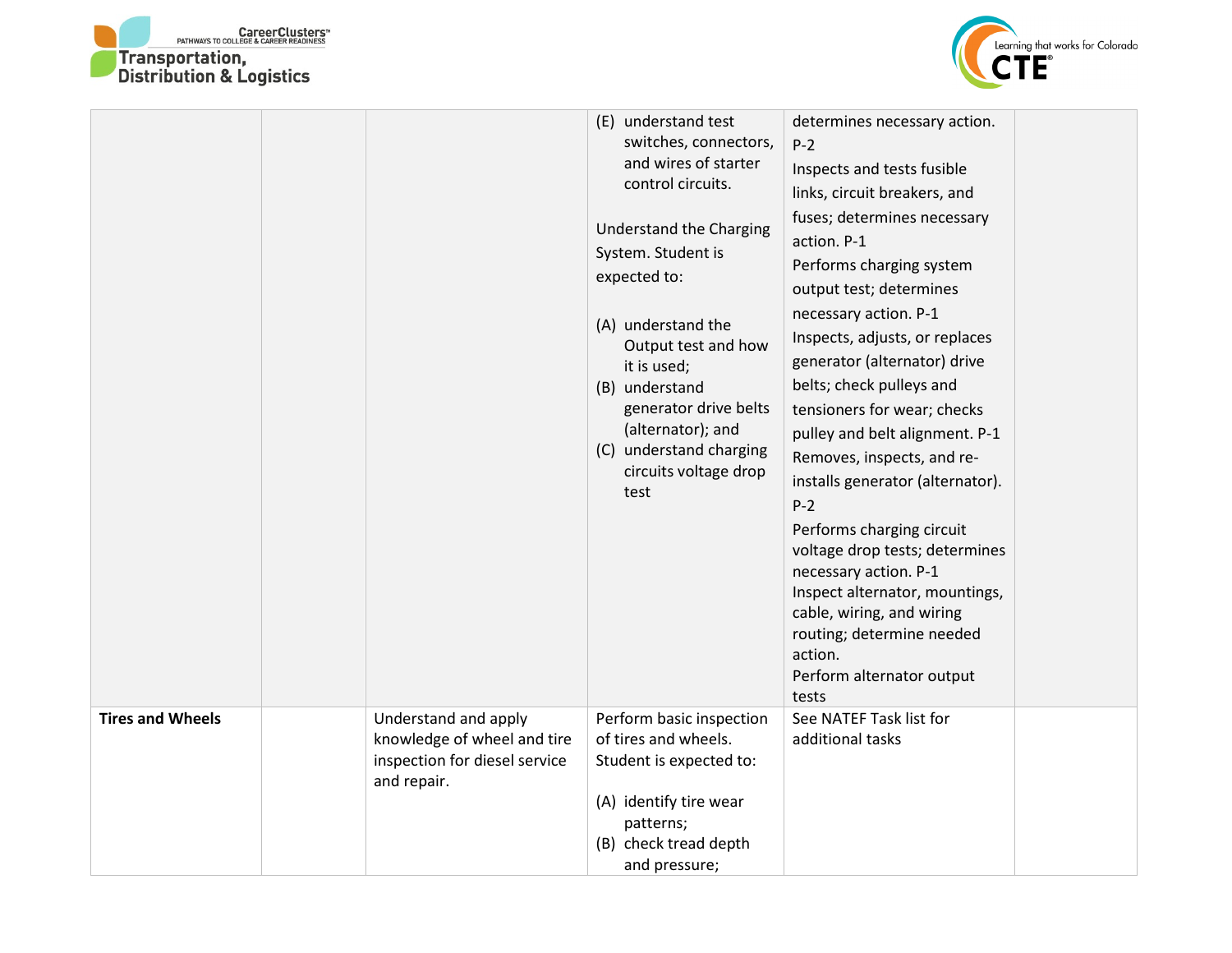| | | | | | |
|---|---|---|---|---|---|
| | | | (E) understand test switches, connectors, and wires of starter control circuits.<br><br>Understand the Charging System. Student is expected to:<br><br>(A) understand the Output test and how it is used;<br>(B) understand generator drive belts (alternator); and<br>(C) understand charging circuits voltage drop test | determines necessary action. P-2<br>Inspects and tests fusible links, circuit breakers, and fuses; determines necessary action. P-1<br>Performs charging system output test; determines necessary action. P-1<br>Inspects, adjusts, or replaces generator (alternator) drive belts; check pulleys and tensioners for wear; checks pulley and belt alignment. P-1<br>Removes, inspects, and re-installs generator (alternator). P-2<br>Performs charging circuit voltage drop tests; determines necessary action. P-1<br>Inspect alternator, mountings, cable, wiring, and wiring routing; determine needed action.<br>Perform alternator output tests | |
| **Tires and Wheels** | | Understand and apply knowledge of wheel and tire inspection for diesel service and repair. | Perform basic inspection of tires and wheels. Student is expected to:<br><br>(A) identify tire wear patterns;<br>(B) check tread depth and pressure; | See NATEF Task list for additional tasks | |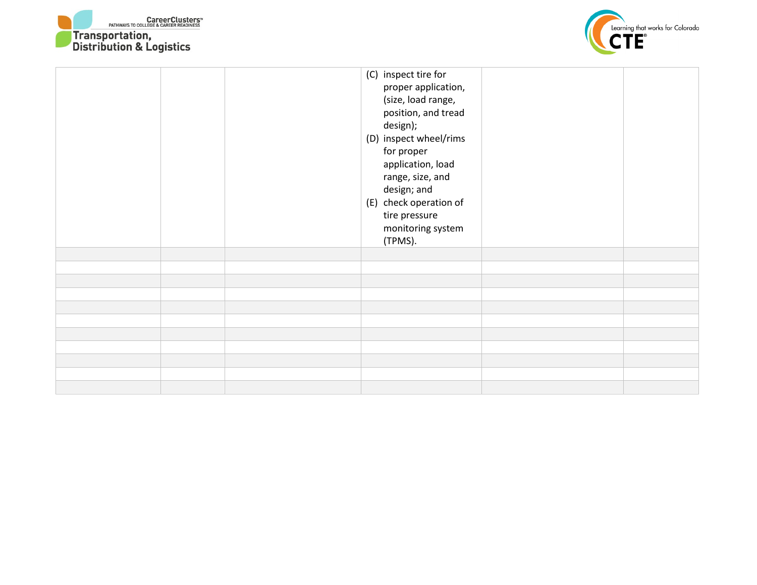| | | | | | |
|---|---|---|---|---|---|
| | | | (C) inspect tire for proper application, (size, load range, position, and tread design);<br>(D) inspect wheel/rims for proper application, load range, size, and design; and<br>(E) check operation of tire pressure monitoring system (TPMS). | | |
| | | | | | |
| | | | | | |
| | | | | | |
| | | | | | |
| | | | | | |
| | | | | | |
| | | | | | |
| | | | | | |
| | | | | | |
| | | | | | |
| | | | | | |